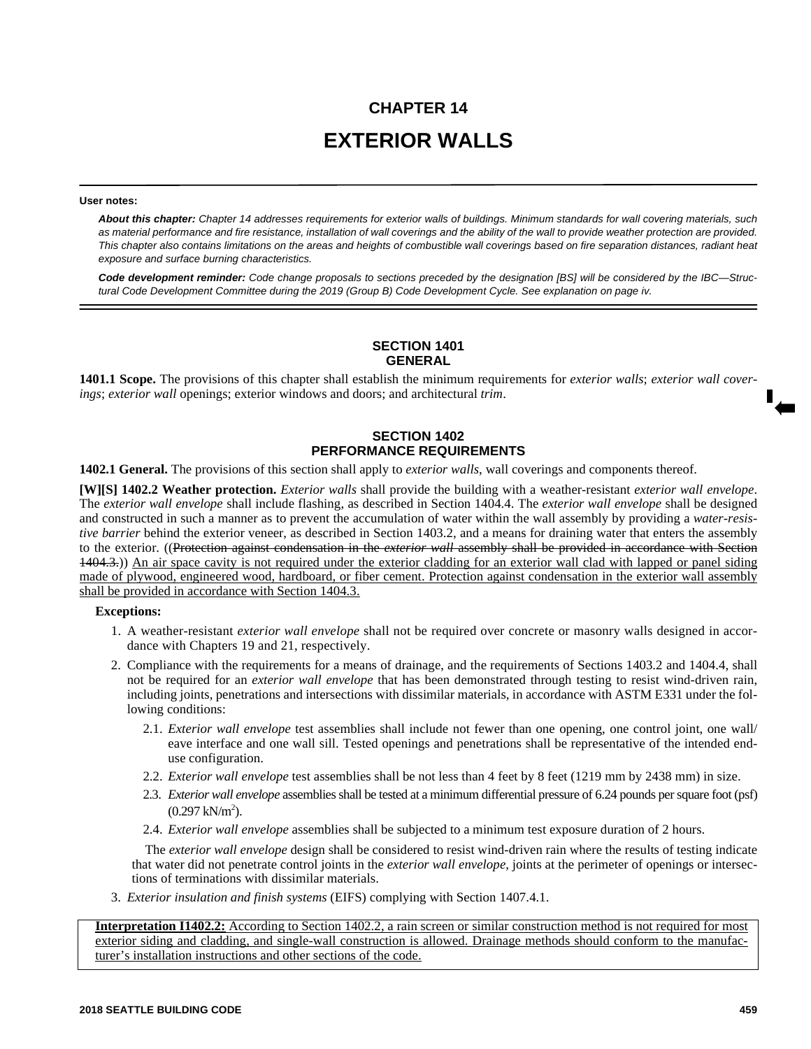# CHAPTER 14

# EXTERIOR WALLS

**User notes:**

***About this chapter:*** *Chapter 14 addresses requirements for exterior walls of buildings. Minimum standards for wall covering materials, such as material performance and fire resistance, installation of wall coverings and the ability of the wall to provide weather protection are provided. This chapter also contains limitations on the areas and heights of combustible wall coverings based on fire separation distances, radiant heat exposure and surface burning characteristics.*

***Code development reminder:*** *Code change proposals to sections preceded by the designation [BS] will be considered by the IBC—Structural Code Development Committee during the 2019 (Group B) Code Development Cycle. See explanation on page iv.*

## SECTION 1401
## GENERAL

**1401.1 Scope.** The provisions of this chapter shall establish the minimum requirements for *exterior walls*; *exterior wall coverings*; *exterior wall* openings; exterior windows and doors; and architectural *trim*.

## SECTION 1402
## PERFORMANCE REQUIREMENTS

**1402.1 General.** The provisions of this section shall apply to *exterior walls*, wall coverings and components thereof.

**[W][S] 1402.2 Weather protection.** *Exterior walls* shall provide the building with a weather-resistant *exterior wall envelope*. The *exterior wall envelope* shall include flashing, as described in Section 1404.4. The *exterior wall envelope* shall be designed and constructed in such a manner as to prevent the accumulation of water within the wall assembly by providing a *water-resistive barrier* behind the exterior veneer, as described in Section 1403.2, and a means for draining water that enters the assembly to the exterior. ((~~Protection against condensation in the *exterior wall* assembly shall be provided in accordance with Section 1404.3.~~)) <u>An air space cavity is not required under the exterior cladding for an exterior wall clad with lapped or panel siding made of plywood, engineered wood, hardboard, or fiber cement. Protection against condensation in the exterior wall assembly shall be provided in accordance with Section 1404.3.</u>

**Exceptions:**

1. A weather-resistant *exterior wall envelope* shall not be required over concrete or masonry walls designed in accordance with Chapters 19 and 21, respectively.
2. Compliance with the requirements for a means of drainage, and the requirements of Sections 1403.2 and 1404.4, shall not be required for an *exterior wall envelope* that has been demonstrated through testing to resist wind-driven rain, including joints, penetrations and intersections with dissimilar materials, in accordance with ASTM E331 under the following conditions:
   - 2.1. *Exterior wall envelope* test assemblies shall include not fewer than one opening, one control joint, one wall/eave interface and one wall sill. Tested openings and penetrations shall be representative of the intended end-use configuration.
   - 2.2. *Exterior wall envelope* test assemblies shall be not less than 4 feet by 8 feet (1219 mm by 2438 mm) in size.
   - 2.3. *Exterior wall envelope* assemblies shall be tested at a minimum differential pressure of 6.24 pounds per square foot (psf) (0.297 kN/m$^2$).
   - 2.4. *Exterior wall envelope* assemblies shall be subjected to a minimum test exposure duration of 2 hours.

   The *exterior wall envelope* design shall be considered to resist wind-driven rain where the results of testing indicate that water did not penetrate control joints in the *exterior wall envelope*, joints at the perimeter of openings or intersections of terminations with dissimilar materials.
3. *Exterior insulation and finish systems* (EIFS) complying with Section 1407.4.1.

<u>**Interpretation I1402.2:** According to Section 1402.2, a rain screen or similar construction method is not required for most exterior siding and cladding, and single-wall construction is allowed. Drainage methods should conform to the manufacturer's installation instructions and other sections of the code.</u>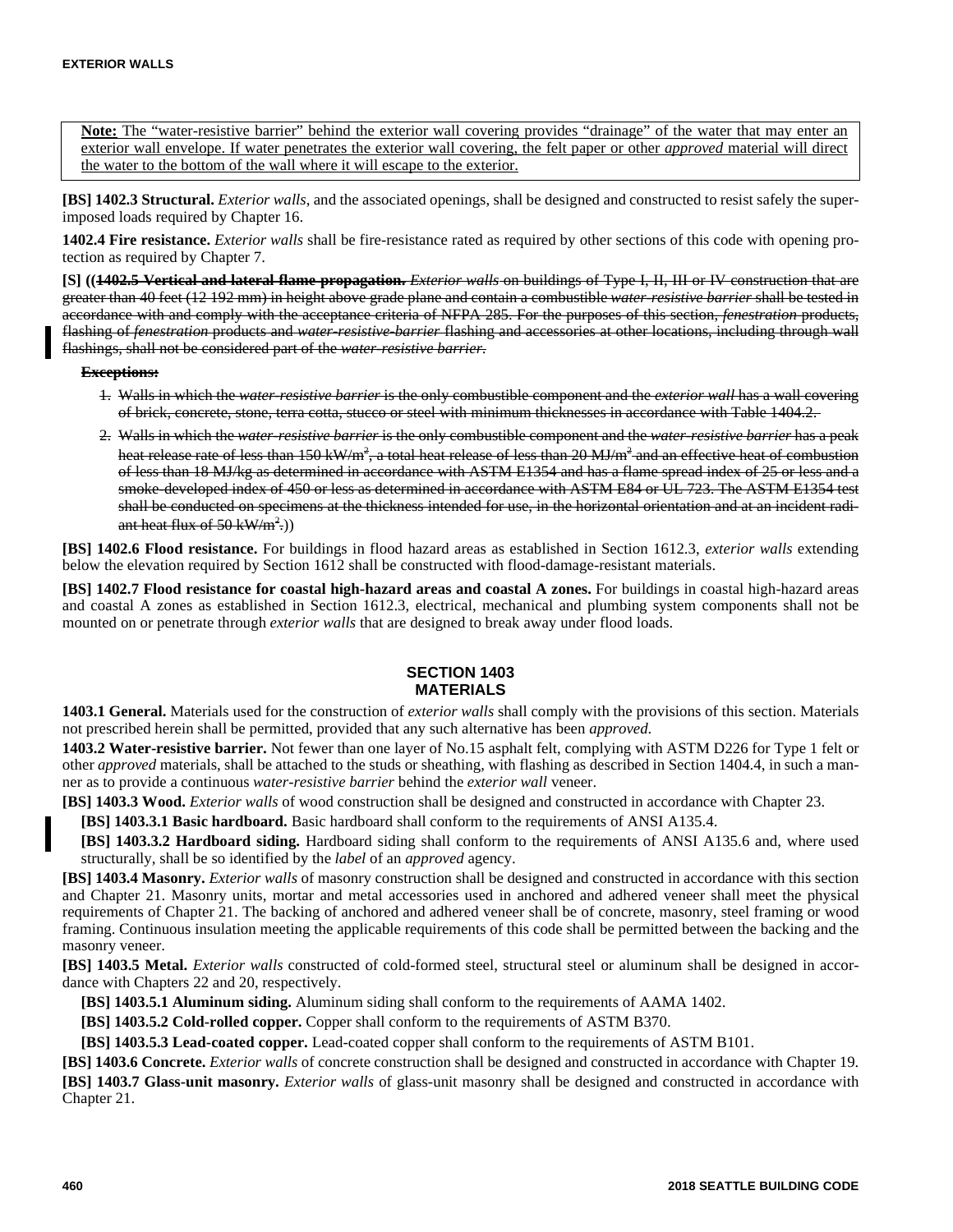**Note:** The "water-resistive barrier" behind the exterior wall covering provides "drainage" of the water that may enter an exterior wall envelope. If water penetrates the exterior wall covering, the felt paper or other *approved* material will direct the water to the bottom of the wall where it will escape to the exterior.

**[BS] 1402.3 Structural.** *Exterior walls*, and the associated openings, shall be designed and constructed to resist safely the superimposed loads required by Chapter 16.

**1402.4 Fire resistance.** *Exterior walls* shall be fire-resistance rated as required by other sections of this code with opening protection as required by Chapter 7.

**[S] ((~~1402.5 Vertical and lateral flame propagation.~~** ~~*Exterior walls* on buildings of Type I, II, III or IV construction that are greater than 40 feet (12 192 mm) in height above grade plane and contain a combustible *water-resistive barrier* shall be tested in accordance with and comply with the acceptance criteria of NFPA 285. For the purposes of this section, *fenestration* products, flashing of *fenestration* products and *water-resistive-barrier* flashing and accessories at other locations, including through wall flashings, shall not be considered part of the *water-resistive barrier*.~~

~~**Exceptions:**~~

1. ~~Walls in which the *water-resistive barrier* is the only combustible component and the *exterior wall* has a wall covering of brick, concrete, stone, terra cotta, stucco or steel with minimum thicknesses in accordance with Table 1404.2.~~
2. ~~Walls in which the *water-resistive barrier* is the only combustible component and the *water-resistive barrier* has a peak heat release rate of less than 150 kW/m², a total heat release of less than 20 MJ/m² and an effective heat of combustion of less than 18 MJ/kg as determined in accordance with ASTM E1354 and has a flame spread index of 25 or less and a smoke-developed index of 450 or less as determined in accordance with ASTM E84 or UL 723. The ASTM E1354 test shall be conducted on specimens at the thickness intended for use, in the horizontal orientation and at an incident radiant heat flux of 50 kW/m².~~))

**[BS] 1402.6 Flood resistance.** For buildings in flood hazard areas as established in Section 1612.3, *exterior walls* extending below the elevation required by Section 1612 shall be constructed with flood-damage-resistant materials.

**[BS] 1402.7 Flood resistance for coastal high-hazard areas and coastal A zones.** For buildings in coastal high-hazard areas and coastal A zones as established in Section 1612.3, electrical, mechanical and plumbing system components shall not be mounted on or penetrate through *exterior walls* that are designed to break away under flood loads.

## SECTION 1403
## MATERIALS

**1403.1 General.** Materials used for the construction of *exterior walls* shall comply with the provisions of this section. Materials not prescribed herein shall be permitted, provided that any such alternative has been *approved*.

**1403.2 Water-resistive barrier.** Not fewer than one layer of No.15 asphalt felt, complying with ASTM D226 for Type 1 felt or other *approved* materials, shall be attached to the studs or sheathing, with flashing as described in Section 1404.4, in such a manner as to provide a continuous *water-resistive barrier* behind the *exterior wall* veneer.

**[BS] 1403.3 Wood.** *Exterior walls* of wood construction shall be designed and constructed in accordance with Chapter 23.

**[BS] 1403.3.1 Basic hardboard.** Basic hardboard shall conform to the requirements of ANSI A135.4.

**[BS] 1403.3.2 Hardboard siding.** Hardboard siding shall conform to the requirements of ANSI A135.6 and, where used structurally, shall be so identified by the *label* of an *approved* agency.

**[BS] 1403.4 Masonry.** *Exterior walls* of masonry construction shall be designed and constructed in accordance with this section and Chapter 21. Masonry units, mortar and metal accessories used in anchored and adhered veneer shall meet the physical requirements of Chapter 21. The backing of anchored and adhered veneer shall be of concrete, masonry, steel framing or wood framing. Continuous insulation meeting the applicable requirements of this code shall be permitted between the backing and the masonry veneer.

**[BS] 1403.5 Metal.** *Exterior walls* constructed of cold-formed steel, structural steel or aluminum shall be designed in accordance with Chapters 22 and 20, respectively.

**[BS] 1403.5.1 Aluminum siding.** Aluminum siding shall conform to the requirements of AAMA 1402.

**[BS] 1403.5.2 Cold-rolled copper.** Copper shall conform to the requirements of ASTM B370.

**[BS] 1403.5.3 Lead-coated copper.** Lead-coated copper shall conform to the requirements of ASTM B101.

**[BS] 1403.6 Concrete.** *Exterior walls* of concrete construction shall be designed and constructed in accordance with Chapter 19.

**[BS] 1403.7 Glass-unit masonry.** *Exterior walls* of glass-unit masonry shall be designed and constructed in accordance with Chapter 21.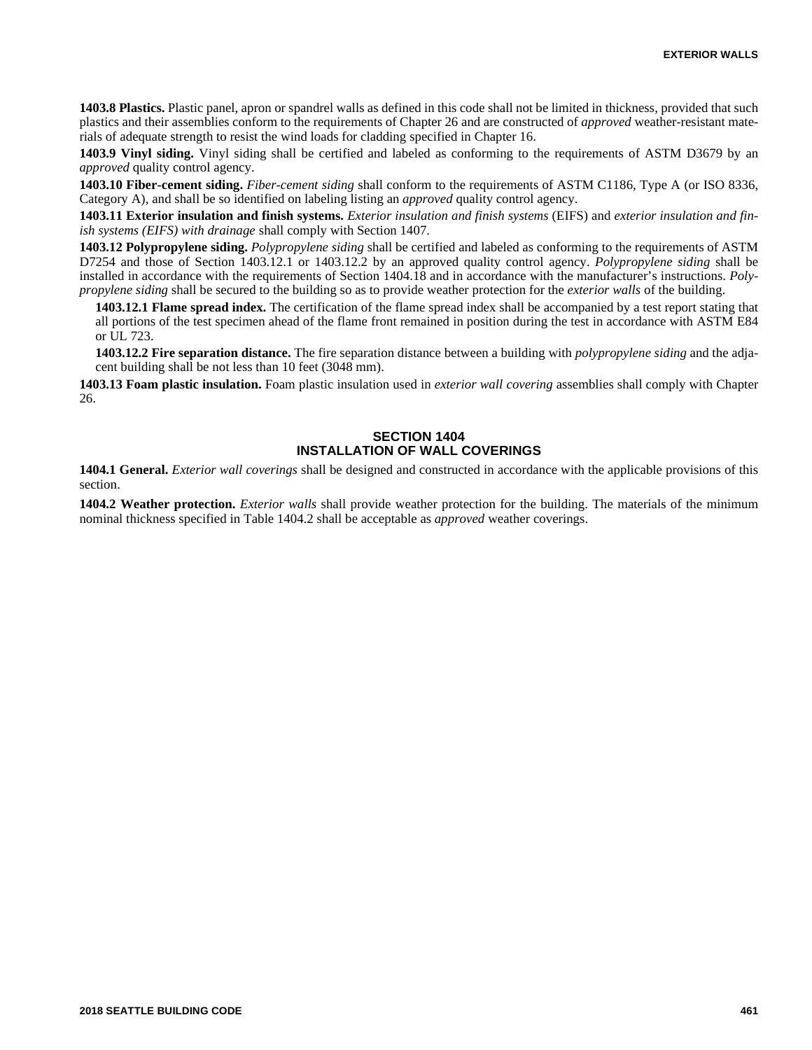**1403.8 Plastics.** Plastic panel, apron or spandrel walls as defined in this code shall not be limited in thickness, provided that such plastics and their assemblies conform to the requirements of Chapter 26 and are constructed of *approved* weather-resistant materials of adequate strength to resist the wind loads for cladding specified in Chapter 16.

**1403.9 Vinyl siding.** Vinyl siding shall be certified and labeled as conforming to the requirements of ASTM D3679 by an *approved* quality control agency.

**1403.10 Fiber-cement siding.** *Fiber-cement siding* shall conform to the requirements of ASTM C1186, Type A (or ISO 8336, Category A), and shall be so identified on labeling listing an *approved* quality control agency.

**1403.11 Exterior insulation and finish systems.** *Exterior insulation and finish systems* (EIFS) and *exterior insulation and finish systems (EIFS) with drainage* shall comply with Section 1407.

**1403.12 Polypropylene siding.** *Polypropylene siding* shall be certified and labeled as conforming to the requirements of ASTM D7254 and those of Section 1403.12.1 or 1403.12.2 by an approved quality control agency. *Polypropylene siding* shall be installed in accordance with the requirements of Section 1404.18 and in accordance with the manufacturer's instructions. *Polypropylene siding* shall be secured to the building so as to provide weather protection for the *exterior walls* of the building.

**1403.12.1 Flame spread index.** The certification of the flame spread index shall be accompanied by a test report stating that all portions of the test specimen ahead of the flame front remained in position during the test in accordance with ASTM E84 or UL 723.

**1403.12.2 Fire separation distance.** The fire separation distance between a building with *polypropylene siding* and the adjacent building shall be not less than 10 feet (3048 mm).

**1403.13 Foam plastic insulation.** Foam plastic insulation used in *exterior wall covering* assemblies shall comply with Chapter 26.

## SECTION 1404
## INSTALLATION OF WALL COVERINGS

**1404.1 General.** *Exterior wall coverings* shall be designed and constructed in accordance with the applicable provisions of this section.

**1404.2 Weather protection.** *Exterior walls* shall provide weather protection for the building. The materials of the minimum nominal thickness specified in Table 1404.2 shall be acceptable as *approved* weather coverings.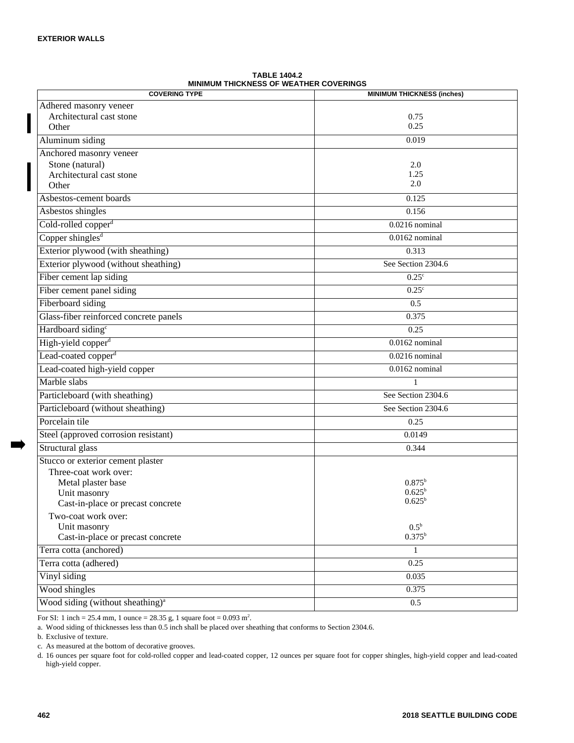**TABLE 1404.2**
**MINIMUM THICKNESS OF WEATHER COVERINGS**

| COVERING TYPE | MINIMUM THICKNESS (inches) |
|---|---|
| Adhered masonry veneer<br>Architectural cast stone<br>Other | <br>0.75<br>0.25 |
| Aluminum siding | 0.019 |
| Anchored masonry veneer<br>Stone (natural)<br>Architectural cast stone<br>Other | <br>2.0<br>1.25<br>2.0 |
| Asbestos-cement boards | 0.125 |
| Asbestos shingles | 0.156 |
| Cold-rolled copper[d] | 0.0216 nominal |
| Copper shingles[d] | 0.0162 nominal |
| Exterior plywood (with sheathing) | 0.313 |
| Exterior plywood (without sheathing) | See Section 2304.6 |
| Fiber cement lap siding | 0.25[c] |
| Fiber cement panel siding | 0.25[c] |
| Fiberboard siding | 0.5 |
| Glass-fiber reinforced concrete panels | 0.375 |
| Hardboard siding[c] | 0.25 |
| High-yield copper[d] | 0.0162 nominal |
| Lead-coated copper[d] | 0.0216 nominal |
| Lead-coated high-yield copper | 0.0162 nominal |
| Marble slabs | 1 |
| Particleboard (with sheathing) | See Section 2304.6 |
| Particleboard (without sheathing) | See Section 2304.6 |
| Porcelain tile | 0.25 |
| Steel (approved corrosion resistant) | 0.0149 |
| Structural glass | 0.344 |
| Stucco or exterior cement plaster<br>Three-coat work over:<br>Metal plaster base<br>Unit masonry<br>Cast-in-place or precast concrete<br>Two-coat work over:<br>Unit masonry<br>Cast-in-place or precast concrete | <br><br>0.875[b]<br>0.625[b]<br>0.625[b]<br><br>0.5[b]<br>0.375[b] |
| Terra cotta (anchored) | 1 |
| Terra cotta (adhered) | 0.25 |
| Vinyl siding | 0.035 |
| Wood shingles | 0.375 |
| Wood siding (without sheathing)[a] | 0.5 |

For SI: 1 inch = 25.4 mm, 1 ounce = 28.35 g, 1 square foot = 0.093 $m^2$.

a. Wood siding of thicknesses less than 0.5 inch shall be placed over sheathing that conforms to Section 2304.6.

b. Exclusive of texture.

c. As measured at the bottom of decorative grooves.

d. 16 ounces per square foot for cold-rolled copper and lead-coated copper, 12 ounces per square foot for copper shingles, high-yield copper and lead-coated high-yield copper.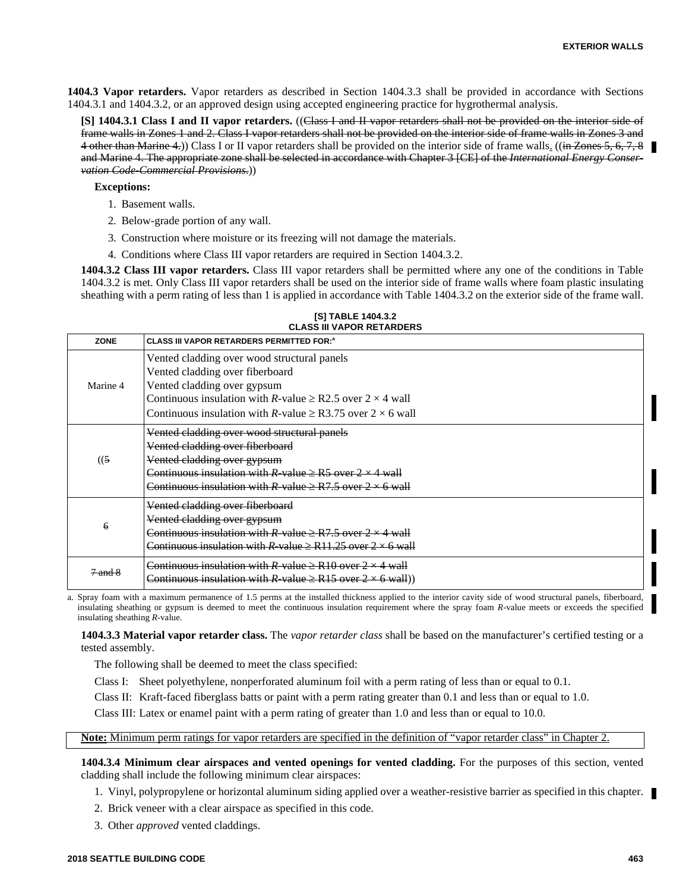**1404.3 Vapor retarders.** Vapor retarders as described in Section 1404.3.3 shall be provided in accordance with Sections 1404.3.1 and 1404.3.2, or an approved design using accepted engineering practice for hygrothermal analysis.

**[S] 1404.3.1 Class I and II vapor retarders.** ((~~Class I and II vapor retarders shall not be provided on the interior side of frame walls in Zones 1 and 2. Class I vapor retarders shall not be provided on the interior side of frame walls in Zones 3 and 4 other than Marine 4.~~)) Class I or II vapor retarders shall be provided on the interior side of frame walls. ((~~in Zones 5, 6, 7, 8 and Marine 4. The appropriate zone shall be selected in accordance with Chapter 3 [CE] of the *International Energy Conservation Code-Commercial Provisions*.~~))

**Exceptions:**

1. Basement walls.
2. Below-grade portion of any wall.
3. Construction where moisture or its freezing will not damage the materials.
4. Conditions where Class III vapor retarders are required in Section 1404.3.2.

**1404.3.2 Class III vapor retarders.** Class III vapor retarders shall be permitted where any one of the conditions in Table 1404.3.2 is met. Only Class III vapor retarders shall be used on the interior side of frame walls where foam plastic insulating sheathing with a perm rating of less than 1 is applied in accordance with Table 1404.3.2 on the exterior side of the frame wall.

**[S] TABLE 1404.3.2**
**CLASS III VAPOR RETARDERS**

| ZONE | CLASS III VAPOR RETARDERS PERMITTED FOR:[a] |
|---|---|
| Marine 4 | Vented cladding over wood structural panels<br>Vented cladding over fiberboard<br>Vented cladding over gypsum<br>Continuous insulation with *R*-value ≥ R2.5 over 2 × 4 wall<br>Continuous insulation with *R*-value ≥ R3.75 over 2 × 6 wall |
| ((~~5~~ | ~~Vented cladding over wood structural panels~~<br>~~Vented cladding over fiberboard~~<br>~~Vented cladding over gypsum~~<br>~~Continuous insulation with *R*-value ≥ R5 over 2 × 4 wall~~<br>~~Continuous insulation with *R*-value ≥ R7.5 over 2 × 6 wall~~ |
| ~~6~~ | ~~Vented cladding over fiberboard~~<br>~~Vented cladding over gypsum~~<br>~~Continuous insulation with *R*-value ≥ R7.5 over 2 × 4 wall~~<br>~~Continuous insulation with *R*-value ≥ R11.25 over 2 × 6 wall~~ |
| ~~7 and 8~~ | ~~Continuous insulation with *R*-value ≥ R10 over 2 × 4 wall~~<br>~~Continuous insulation with *R*-value ≥ R15 over 2 × 6 wall~~)) |

a. Spray foam with a maximum permanence of 1.5 perms at the installed thickness applied to the interior cavity side of wood structural panels, fiberboard, insulating sheathing or gypsum is deemed to meet the continuous insulation requirement where the spray foam *R*-value meets or exceeds the specified insulating sheathing *R*-value.

**1404.3.3 Material vapor retarder class.** The *vapor retarder class* shall be based on the manufacturer's certified testing or a tested assembly.

The following shall be deemed to meet the class specified:

Class I: Sheet polyethylene, nonperforated aluminum foil with a perm rating of less than or equal to 0.1.

Class II: Kraft-faced fiberglass batts or paint with a perm rating greater than 0.1 and less than or equal to 1.0.

Class III: Latex or enamel paint with a perm rating of greater than 1.0 and less than or equal to 10.0.

<u>**Note:** Minimum perm ratings for vapor retarders are specified in the definition of "vapor retarder class" in Chapter 2.</u>

**1404.3.4 Minimum clear airspaces and vented openings for vented cladding.** For the purposes of this section, vented cladding shall include the following minimum clear airspaces:

1. Vinyl, polypropylene or horizontal aluminum siding applied over a weather-resistive barrier as specified in this chapter.
2. Brick veneer with a clear airspace as specified in this code.
3. Other *approved* vented claddings.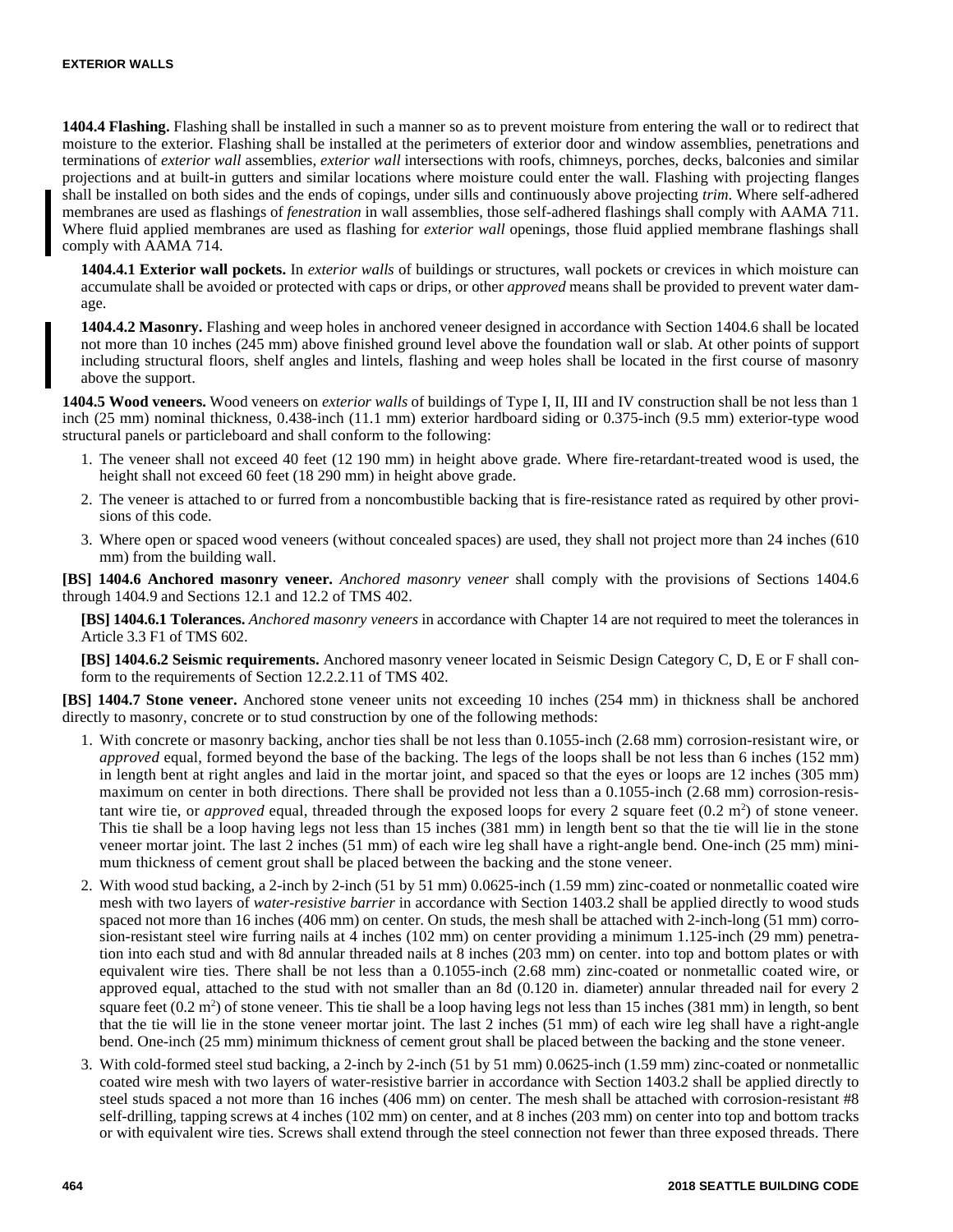**1404.4 Flashing.** Flashing shall be installed in such a manner so as to prevent moisture from entering the wall or to redirect that moisture to the exterior. Flashing shall be installed at the perimeters of exterior door and window assemblies, penetrations and terminations of *exterior wall* assemblies, *exterior wall* intersections with roofs, chimneys, porches, decks, balconies and similar projections and at built-in gutters and similar locations where moisture could enter the wall. Flashing with projecting flanges shall be installed on both sides and the ends of copings, under sills and continuously above projecting *trim*. Where self-adhered membranes are used as flashings of *fenestration* in wall assemblies, those self-adhered flashings shall comply with AAMA 711. Where fluid applied membranes are used as flashing for *exterior wall* openings, those fluid applied membrane flashings shall comply with AAMA 714.

**1404.4.1 Exterior wall pockets.** In *exterior walls* of buildings or structures, wall pockets or crevices in which moisture can accumulate shall be avoided or protected with caps or drips, or other *approved* means shall be provided to prevent water damage.

**1404.4.2 Masonry.** Flashing and weep holes in anchored veneer designed in accordance with Section 1404.6 shall be located not more than 10 inches (245 mm) above finished ground level above the foundation wall or slab. At other points of support including structural floors, shelf angles and lintels, flashing and weep holes shall be located in the first course of masonry above the support.

**1404.5 Wood veneers.** Wood veneers on *exterior walls* of buildings of Type I, II, III and IV construction shall be not less than 1 inch (25 mm) nominal thickness, 0.438-inch (11.1 mm) exterior hardboard siding or 0.375-inch (9.5 mm) exterior-type wood structural panels or particleboard and shall conform to the following:

1. The veneer shall not exceed 40 feet (12 190 mm) in height above grade. Where fire-retardant-treated wood is used, the height shall not exceed 60 feet (18 290 mm) in height above grade.
2. The veneer is attached to or furred from a noncombustible backing that is fire-resistance rated as required by other provisions of this code.
3. Where open or spaced wood veneers (without concealed spaces) are used, they shall not project more than 24 inches (610 mm) from the building wall.

**[BS] 1404.6 Anchored masonry veneer.** *Anchored masonry veneer* shall comply with the provisions of Sections 1404.6 through 1404.9 and Sections 12.1 and 12.2 of TMS 402.

**[BS] 1404.6.1 Tolerances.** *Anchored masonry veneers* in accordance with Chapter 14 are not required to meet the tolerances in Article 3.3 F1 of TMS 602.

**[BS] 1404.6.2 Seismic requirements.** Anchored masonry veneer located in Seismic Design Category C, D, E or F shall conform to the requirements of Section 12.2.2.11 of TMS 402.

**[BS] 1404.7 Stone veneer.** Anchored stone veneer units not exceeding 10 inches (254 mm) in thickness shall be anchored directly to masonry, concrete or to stud construction by one of the following methods:

1. With concrete or masonry backing, anchor ties shall be not less than 0.1055-inch (2.68 mm) corrosion-resistant wire, or *approved* equal, formed beyond the base of the backing. The legs of the loops shall be not less than 6 inches (152 mm) in length bent at right angles and laid in the mortar joint, and spaced so that the eyes or loops are 12 inches (305 mm) maximum on center in both directions. There shall be provided not less than a 0.1055-inch (2.68 mm) corrosion-resistant wire tie, or *approved* equal, threaded through the exposed loops for every 2 square feet (0.2 m$^2$) of stone veneer. This tie shall be a loop having legs not less than 15 inches (381 mm) in length bent so that the tie will lie in the stone veneer mortar joint. The last 2 inches (51 mm) of each wire leg shall have a right-angle bend. One-inch (25 mm) minimum thickness of cement grout shall be placed between the backing and the stone veneer.
2. With wood stud backing, a 2-inch by 2-inch (51 by 51 mm) 0.0625-inch (1.59 mm) zinc-coated or nonmetallic coated wire mesh with two layers of *water-resistive barrier* in accordance with Section 1403.2 shall be applied directly to wood studs spaced not more than 16 inches (406 mm) on center. On studs, the mesh shall be attached with 2-inch-long (51 mm) corrosion-resistant steel wire furring nails at 4 inches (102 mm) on center providing a minimum 1.125-inch (29 mm) penetration into each stud and with 8d annular threaded nails at 8 inches (203 mm) on center. into top and bottom plates or with equivalent wire ties. There shall be not less than a 0.1055-inch (2.68 mm) zinc-coated or nonmetallic coated wire, or approved equal, attached to the stud with not smaller than an 8d (0.120 in. diameter) annular threaded nail for every 2 square feet (0.2 m$^2$) of stone veneer. This tie shall be a loop having legs not less than 15 inches (381 mm) in length, so bent that the tie will lie in the stone veneer mortar joint. The last 2 inches (51 mm) of each wire leg shall have a right-angle bend. One-inch (25 mm) minimum thickness of cement grout shall be placed between the backing and the stone veneer.
3. With cold-formed steel stud backing, a 2-inch by 2-inch (51 by 51 mm) 0.0625-inch (1.59 mm) zinc-coated or nonmetallic coated wire mesh with two layers of water-resistive barrier in accordance with Section 1403.2 shall be applied directly to steel studs spaced a not more than 16 inches (406 mm) on center. The mesh shall be attached with corrosion-resistant #8 self-drilling, tapping screws at 4 inches (102 mm) on center, and at 8 inches (203 mm) on center into top and bottom tracks or with equivalent wire ties. Screws shall extend through the steel connection not fewer than three exposed threads. There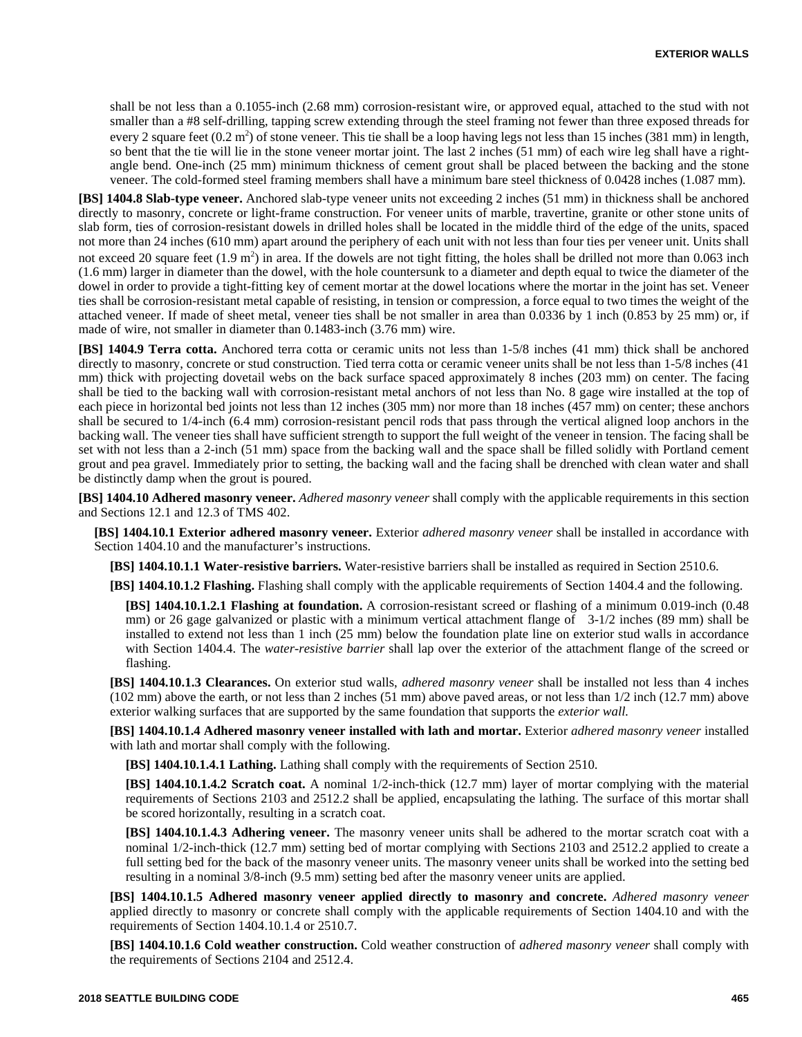shall be not less than a 0.1055-inch (2.68 mm) corrosion-resistant wire, or approved equal, attached to the stud with not smaller than a #8 self-drilling, tapping screw extending through the steel framing not fewer than three exposed threads for every 2 square feet (0.2 $m^2$) of stone veneer. This tie shall be a loop having legs not less than 15 inches (381 mm) in length, so bent that the tie will lie in the stone veneer mortar joint. The last 2 inches (51 mm) of each wire leg shall have a right-angle bend. One-inch (25 mm) minimum thickness of cement grout shall be placed between the backing and the stone veneer. The cold-formed steel framing members shall have a minimum bare steel thickness of 0.0428 inches (1.087 mm).

**[BS] 1404.8 Slab-type veneer.** Anchored slab-type veneer units not exceeding 2 inches (51 mm) in thickness shall be anchored directly to masonry, concrete or light-frame construction. For veneer units of marble, travertine, granite or other stone units of slab form, ties of corrosion-resistant dowels in drilled holes shall be located in the middle third of the edge of the units, spaced not more than 24 inches (610 mm) apart around the periphery of each unit with not less than four ties per veneer unit. Units shall not exceed 20 square feet (1.9 $m^2$) in area. If the dowels are not tight fitting, the holes shall be drilled not more than 0.063 inch (1.6 mm) larger in diameter than the dowel, with the hole countersunk to a diameter and depth equal to twice the diameter of the dowel in order to provide a tight-fitting key of cement mortar at the dowel locations where the mortar in the joint has set. Veneer ties shall be corrosion-resistant metal capable of resisting, in tension or compression, a force equal to two times the weight of the attached veneer. If made of sheet metal, veneer ties shall be not smaller in area than 0.0336 by 1 inch (0.853 by 25 mm) or, if made of wire, not smaller in diameter than 0.1483-inch (3.76 mm) wire.

**[BS] 1404.9 Terra cotta.** Anchored terra cotta or ceramic units not less than 1-5/8 inches (41 mm) thick shall be anchored directly to masonry, concrete or stud construction. Tied terra cotta or ceramic veneer units shall be not less than 1-5/8 inches (41 mm) thick with projecting dovetail webs on the back surface spaced approximately 8 inches (203 mm) on center. The facing shall be tied to the backing wall with corrosion-resistant metal anchors of not less than No. 8 gage wire installed at the top of each piece in horizontal bed joints not less than 12 inches (305 mm) nor more than 18 inches (457 mm) on center; these anchors shall be secured to 1/4-inch (6.4 mm) corrosion-resistant pencil rods that pass through the vertical aligned loop anchors in the backing wall. The veneer ties shall have sufficient strength to support the full weight of the veneer in tension. The facing shall be set with not less than a 2-inch (51 mm) space from the backing wall and the space shall be filled solidly with Portland cement grout and pea gravel. Immediately prior to setting, the backing wall and the facing shall be drenched with clean water and shall be distinctly damp when the grout is poured.

**[BS] 1404.10 Adhered masonry veneer.** *Adhered masonry veneer* shall comply with the applicable requirements in this section and Sections 12.1 and 12.3 of TMS 402.

**[BS] 1404.10.1 Exterior adhered masonry veneer.** Exterior *adhered masonry veneer* shall be installed in accordance with Section 1404.10 and the manufacturer's instructions.

**[BS] 1404.10.1.1 Water-resistive barriers.** Water-resistive barriers shall be installed as required in Section 2510.6.

**[BS] 1404.10.1.2 Flashing.** Flashing shall comply with the applicable requirements of Section 1404.4 and the following.

**[BS] 1404.10.1.2.1 Flashing at foundation.** A corrosion-resistant screed or flashing of a minimum 0.019-inch (0.48 mm) or 26 gage galvanized or plastic with a minimum vertical attachment flange of 3-1/2 inches (89 mm) shall be installed to extend not less than 1 inch (25 mm) below the foundation plate line on exterior stud walls in accordance with Section 1404.4. The *water-resistive barrier* shall lap over the exterior of the attachment flange of the screed or flashing.

**[BS] 1404.10.1.3 Clearances.** On exterior stud walls, *adhered masonry veneer* shall be installed not less than 4 inches (102 mm) above the earth, or not less than 2 inches (51 mm) above paved areas, or not less than 1/2 inch (12.7 mm) above exterior walking surfaces that are supported by the same foundation that supports the *exterior wall.*

**[BS] 1404.10.1.4 Adhered masonry veneer installed with lath and mortar.** Exterior *adhered masonry veneer* installed with lath and mortar shall comply with the following.

**[BS] 1404.10.1.4.1 Lathing.** Lathing shall comply with the requirements of Section 2510.

**[BS] 1404.10.1.4.2 Scratch coat.** A nominal 1/2-inch-thick (12.7 mm) layer of mortar complying with the material requirements of Sections 2103 and 2512.2 shall be applied, encapsulating the lathing. The surface of this mortar shall be scored horizontally, resulting in a scratch coat.

**[BS] 1404.10.1.4.3 Adhering veneer.** The masonry veneer units shall be adhered to the mortar scratch coat with a nominal 1/2-inch-thick (12.7 mm) setting bed of mortar complying with Sections 2103 and 2512.2 applied to create a full setting bed for the back of the masonry veneer units. The masonry veneer units shall be worked into the setting bed resulting in a nominal 3/8-inch (9.5 mm) setting bed after the masonry veneer units are applied.

**[BS] 1404.10.1.5 Adhered masonry veneer applied directly to masonry and concrete.** *Adhered masonry veneer* applied directly to masonry or concrete shall comply with the applicable requirements of Section 1404.10 and with the requirements of Section 1404.10.1.4 or 2510.7.

**[BS] 1404.10.1.6 Cold weather construction.** Cold weather construction of *adhered masonry veneer* shall comply with the requirements of Sections 2104 and 2512.4.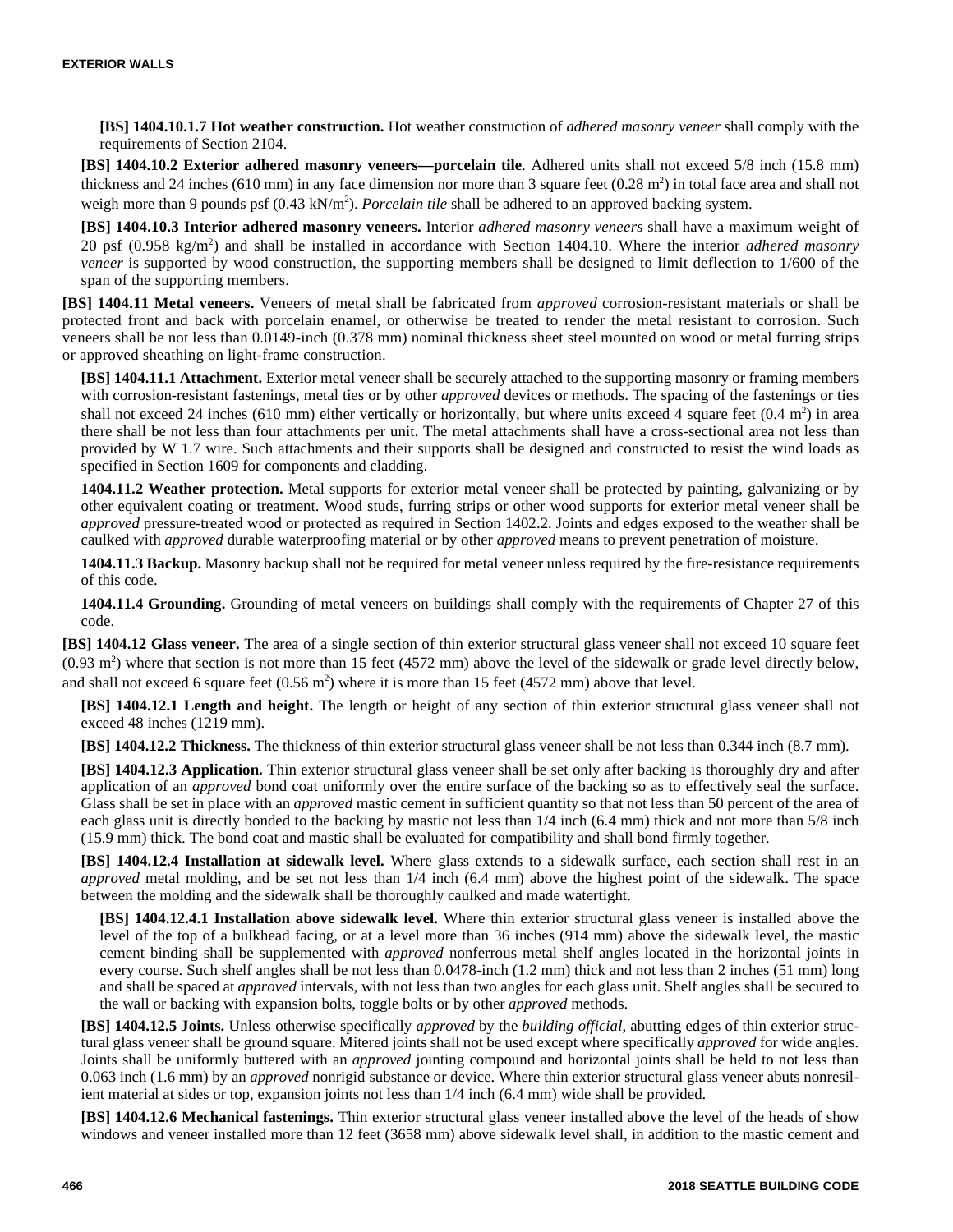**[BS] 1404.10.1.7 Hot weather construction.** Hot weather construction of *adhered masonry veneer* shall comply with the requirements of Section 2104.

**[BS] 1404.10.2 Exterior adhered masonry veneers—porcelain tile**. Adhered units shall not exceed 5/8 inch (15.8 mm) thickness and 24 inches (610 mm) in any face dimension nor more than 3 square feet (0.28 m$^2$) in total face area and shall not weigh more than 9 pounds psf (0.43 kN/m$^2$). *Porcelain tile* shall be adhered to an approved backing system.

**[BS] 1404.10.3 Interior adhered masonry veneers.** Interior *adhered masonry veneers* shall have a maximum weight of 20 psf (0.958 kg/m$^2$) and shall be installed in accordance with Section 1404.10. Where the interior *adhered masonry veneer* is supported by wood construction, the supporting members shall be designed to limit deflection to 1/600 of the span of the supporting members.

**[BS] 1404.11 Metal veneers.** Veneers of metal shall be fabricated from *approved* corrosion-resistant materials or shall be protected front and back with porcelain enamel, or otherwise be treated to render the metal resistant to corrosion. Such veneers shall be not less than 0.0149-inch (0.378 mm) nominal thickness sheet steel mounted on wood or metal furring strips or approved sheathing on light-frame construction.

**[BS] 1404.11.1 Attachment.** Exterior metal veneer shall be securely attached to the supporting masonry or framing members with corrosion-resistant fastenings, metal ties or by other *approved* devices or methods. The spacing of the fastenings or ties shall not exceed 24 inches (610 mm) either vertically or horizontally, but where units exceed 4 square feet (0.4 m$^2$) in area there shall be not less than four attachments per unit. The metal attachments shall have a cross-sectional area not less than provided by W 1.7 wire. Such attachments and their supports shall be designed and constructed to resist the wind loads as specified in Section 1609 for components and cladding.

**1404.11.2 Weather protection.** Metal supports for exterior metal veneer shall be protected by painting, galvanizing or by other equivalent coating or treatment. Wood studs, furring strips or other wood supports for exterior metal veneer shall be *approved* pressure-treated wood or protected as required in Section 1402.2. Joints and edges exposed to the weather shall be caulked with *approved* durable waterproofing material or by other *approved* means to prevent penetration of moisture.

**1404.11.3 Backup.** Masonry backup shall not be required for metal veneer unless required by the fire-resistance requirements of this code.

**1404.11.4 Grounding.** Grounding of metal veneers on buildings shall comply with the requirements of Chapter 27 of this code.

**[BS] 1404.12 Glass veneer.** The area of a single section of thin exterior structural glass veneer shall not exceed 10 square feet (0.93 m$^2$) where that section is not more than 15 feet (4572 mm) above the level of the sidewalk or grade level directly below, and shall not exceed 6 square feet (0.56 m$^2$) where it is more than 15 feet (4572 mm) above that level.

**[BS] 1404.12.1 Length and height.** The length or height of any section of thin exterior structural glass veneer shall not exceed 48 inches (1219 mm).

**[BS] 1404.12.2 Thickness.** The thickness of thin exterior structural glass veneer shall be not less than 0.344 inch (8.7 mm).

**[BS] 1404.12.3 Application.** Thin exterior structural glass veneer shall be set only after backing is thoroughly dry and after application of an *approved* bond coat uniformly over the entire surface of the backing so as to effectively seal the surface. Glass shall be set in place with an *approved* mastic cement in sufficient quantity so that not less than 50 percent of the area of each glass unit is directly bonded to the backing by mastic not less than 1/4 inch (6.4 mm) thick and not more than 5/8 inch (15.9 mm) thick. The bond coat and mastic shall be evaluated for compatibility and shall bond firmly together.

**[BS] 1404.12.4 Installation at sidewalk level.** Where glass extends to a sidewalk surface, each section shall rest in an *approved* metal molding, and be set not less than 1/4 inch (6.4 mm) above the highest point of the sidewalk. The space between the molding and the sidewalk shall be thoroughly caulked and made watertight.

**[BS] 1404.12.4.1 Installation above sidewalk level.** Where thin exterior structural glass veneer is installed above the level of the top of a bulkhead facing, or at a level more than 36 inches (914 mm) above the sidewalk level, the mastic cement binding shall be supplemented with *approved* nonferrous metal shelf angles located in the horizontal joints in every course. Such shelf angles shall be not less than 0.0478-inch (1.2 mm) thick and not less than 2 inches (51 mm) long and shall be spaced at *approved* intervals, with not less than two angles for each glass unit. Shelf angles shall be secured to the wall or backing with expansion bolts, toggle bolts or by other *approved* methods.

**[BS] 1404.12.5 Joints.** Unless otherwise specifically *approved* by the *building official*, abutting edges of thin exterior structural glass veneer shall be ground square. Mitered joints shall not be used except where specifically *approved* for wide angles. Joints shall be uniformly buttered with an *approved* jointing compound and horizontal joints shall be held to not less than 0.063 inch (1.6 mm) by an *approved* nonrigid substance or device. Where thin exterior structural glass veneer abuts nonresilient material at sides or top, expansion joints not less than 1/4 inch (6.4 mm) wide shall be provided.

**[BS] 1404.12.6 Mechanical fastenings.** Thin exterior structural glass veneer installed above the level of the heads of show windows and veneer installed more than 12 feet (3658 mm) above sidewalk level shall, in addition to the mastic cement and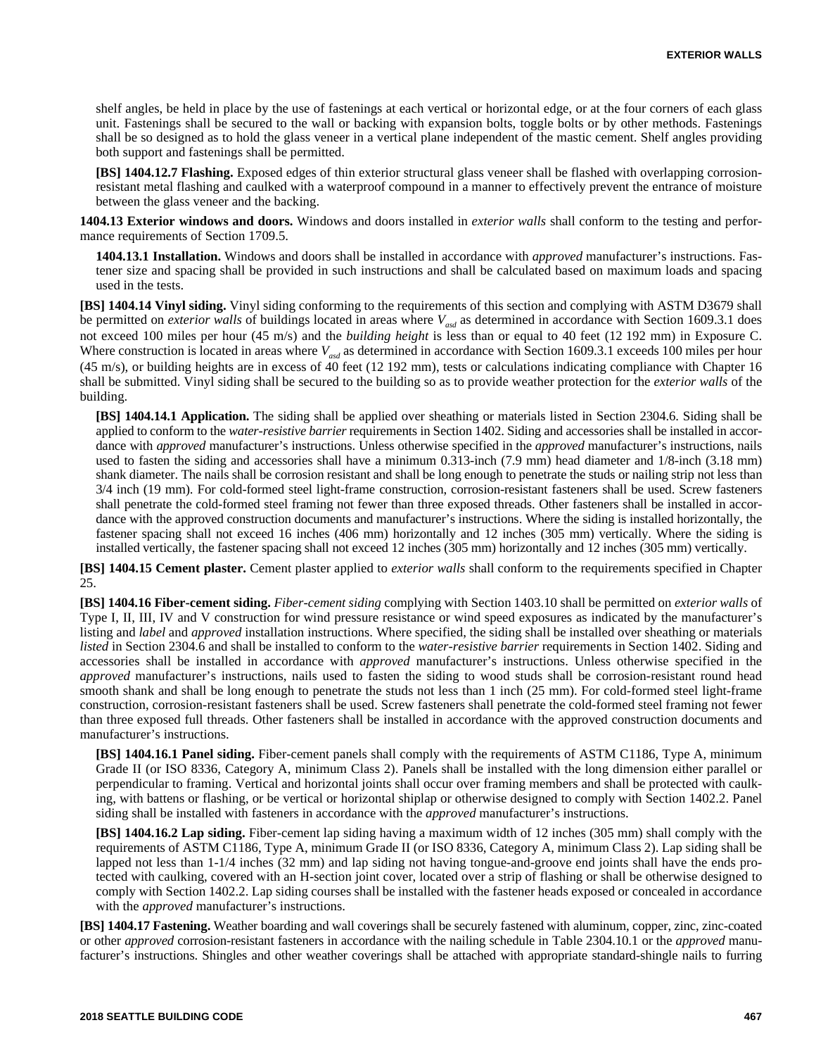shelf angles, be held in place by the use of fastenings at each vertical or horizontal edge, or at the four corners of each glass unit. Fastenings shall be secured to the wall or backing with expansion bolts, toggle bolts or by other methods. Fastenings shall be so designed as to hold the glass veneer in a vertical plane independent of the mastic cement. Shelf angles providing both support and fastenings shall be permitted.

**[BS] 1404.12.7 Flashing.** Exposed edges of thin exterior structural glass veneer shall be flashed with overlapping corrosion-resistant metal flashing and caulked with a waterproof compound in a manner to effectively prevent the entrance of moisture between the glass veneer and the backing.

**1404.13 Exterior windows and doors.** Windows and doors installed in *exterior walls* shall conform to the testing and performance requirements of Section 1709.5.

**1404.13.1 Installation.** Windows and doors shall be installed in accordance with *approved* manufacturer's instructions. Fastener size and spacing shall be provided in such instructions and shall be calculated based on maximum loads and spacing used in the tests.

**[BS] 1404.14 Vinyl siding.** Vinyl siding conforming to the requirements of this section and complying with ASTM D3679 shall be permitted on *exterior walls* of buildings located in areas where $V_{asd}$ as determined in accordance with Section 1609.3.1 does not exceed 100 miles per hour (45 m/s) and the *building height* is less than or equal to 40 feet (12 192 mm) in Exposure C. Where construction is located in areas where $V_{asd}$ as determined in accordance with Section 1609.3.1 exceeds 100 miles per hour (45 m/s), or building heights are in excess of 40 feet (12 192 mm), tests or calculations indicating compliance with Chapter 16 shall be submitted. Vinyl siding shall be secured to the building so as to provide weather protection for the *exterior walls* of the building.

**[BS] 1404.14.1 Application.** The siding shall be applied over sheathing or materials listed in Section 2304.6. Siding shall be applied to conform to the *water-resistive barrier* requirements in Section 1402. Siding and accessories shall be installed in accordance with *approved* manufacturer's instructions. Unless otherwise specified in the *approved* manufacturer's instructions, nails used to fasten the siding and accessories shall have a minimum 0.313-inch (7.9 mm) head diameter and 1/8-inch (3.18 mm) shank diameter. The nails shall be corrosion resistant and shall be long enough to penetrate the studs or nailing strip not less than 3/4 inch (19 mm). For cold-formed steel light-frame construction, corrosion-resistant fasteners shall be used. Screw fasteners shall penetrate the cold-formed steel framing not fewer than three exposed threads. Other fasteners shall be installed in accordance with the approved construction documents and manufacturer's instructions. Where the siding is installed horizontally, the fastener spacing shall not exceed 16 inches (406 mm) horizontally and 12 inches (305 mm) vertically. Where the siding is installed vertically, the fastener spacing shall not exceed 12 inches (305 mm) horizontally and 12 inches (305 mm) vertically.

**[BS] 1404.15 Cement plaster.** Cement plaster applied to *exterior walls* shall conform to the requirements specified in Chapter 25.

**[BS] 1404.16 Fiber-cement siding.** *Fiber-cement siding* complying with Section 1403.10 shall be permitted on *exterior walls* of Type I, II, III, IV and V construction for wind pressure resistance or wind speed exposures as indicated by the manufacturer's listing and *label* and *approved* installation instructions. Where specified, the siding shall be installed over sheathing or materials *listed* in Section 2304.6 and shall be installed to conform to the *water-resistive barrier* requirements in Section 1402. Siding and accessories shall be installed in accordance with *approved* manufacturer's instructions. Unless otherwise specified in the *approved* manufacturer's instructions, nails used to fasten the siding to wood studs shall be corrosion-resistant round head smooth shank and shall be long enough to penetrate the studs not less than 1 inch (25 mm). For cold-formed steel light-frame construction, corrosion-resistant fasteners shall be used. Screw fasteners shall penetrate the cold-formed steel framing not fewer than three exposed full threads. Other fasteners shall be installed in accordance with the approved construction documents and manufacturer's instructions.

**[BS] 1404.16.1 Panel siding.** Fiber-cement panels shall comply with the requirements of ASTM C1186, Type A, minimum Grade II (or ISO 8336, Category A, minimum Class 2). Panels shall be installed with the long dimension either parallel or perpendicular to framing. Vertical and horizontal joints shall occur over framing members and shall be protected with caulking, with battens or flashing, or be vertical or horizontal shiplap or otherwise designed to comply with Section 1402.2. Panel siding shall be installed with fasteners in accordance with the *approved* manufacturer's instructions.

**[BS] 1404.16.2 Lap siding.** Fiber-cement lap siding having a maximum width of 12 inches (305 mm) shall comply with the requirements of ASTM C1186, Type A, minimum Grade II (or ISO 8336, Category A, minimum Class 2). Lap siding shall be lapped not less than 1-1/4 inches (32 mm) and lap siding not having tongue-and-groove end joints shall have the ends protected with caulking, covered with an H-section joint cover, located over a strip of flashing or shall be otherwise designed to comply with Section 1402.2. Lap siding courses shall be installed with the fastener heads exposed or concealed in accordance with the *approved* manufacturer's instructions.

**[BS] 1404.17 Fastening.** Weather boarding and wall coverings shall be securely fastened with aluminum, copper, zinc, zinc-coated or other *approved* corrosion-resistant fasteners in accordance with the nailing schedule in Table 2304.10.1 or the *approved* manufacturer's instructions. Shingles and other weather coverings shall be attached with appropriate standard-shingle nails to furring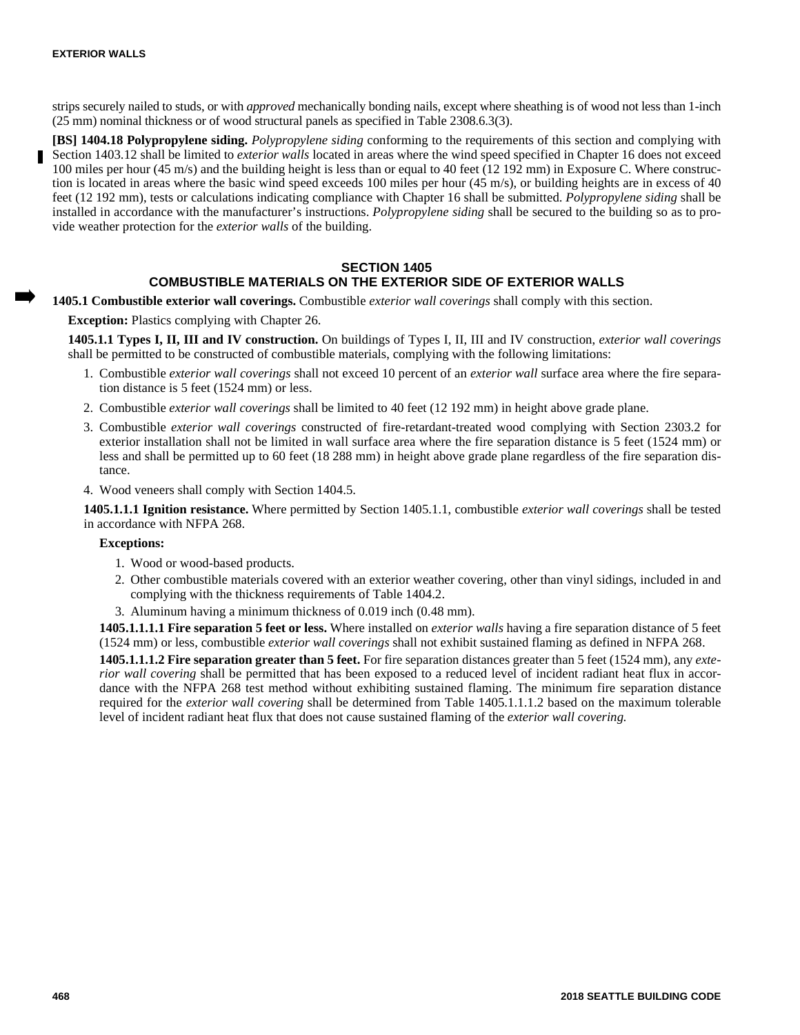strips securely nailed to studs, or with *approved* mechanically bonding nails, except where sheathing is of wood not less than 1-inch (25 mm) nominal thickness or of wood structural panels as specified in Table 2308.6.3(3).

**[BS] 1404.18 Polypropylene siding.** *Polypropylene siding* conforming to the requirements of this section and complying with Section 1403.12 shall be limited to *exterior walls* located in areas where the wind speed specified in Chapter 16 does not exceed 100 miles per hour (45 m/s) and the building height is less than or equal to 40 feet (12 192 mm) in Exposure C. Where construction is located in areas where the basic wind speed exceeds 100 miles per hour (45 m/s), or building heights are in excess of 40 feet (12 192 mm), tests or calculations indicating compliance with Chapter 16 shall be submitted. *Polypropylene siding* shall be installed in accordance with the manufacturer's instructions. *Polypropylene siding* shall be secured to the building so as to provide weather protection for the *exterior walls* of the building.

## SECTION 1405
## COMBUSTIBLE MATERIALS ON THE EXTERIOR SIDE OF EXTERIOR WALLS

**1405.1 Combustible exterior wall coverings.** Combustible *exterior wall coverings* shall comply with this section.

**Exception:** Plastics complying with Chapter 26.

**1405.1.1 Types I, II, III and IV construction.** On buildings of Types I, II, III and IV construction, *exterior wall coverings* shall be permitted to be constructed of combustible materials, complying with the following limitations:

1. Combustible *exterior wall coverings* shall not exceed 10 percent of an *exterior wall* surface area where the fire separation distance is 5 feet (1524 mm) or less.
2. Combustible *exterior wall coverings* shall be limited to 40 feet (12 192 mm) in height above grade plane.
3. Combustible *exterior wall coverings* constructed of fire-retardant-treated wood complying with Section 2303.2 for exterior installation shall not be limited in wall surface area where the fire separation distance is 5 feet (1524 mm) or less and shall be permitted up to 60 feet (18 288 mm) in height above grade plane regardless of the fire separation distance.
4. Wood veneers shall comply with Section 1404.5.

**1405.1.1.1 Ignition resistance.** Where permitted by Section 1405.1.1, combustible *exterior wall coverings* shall be tested in accordance with NFPA 268.

**Exceptions:**

1. Wood or wood-based products.
2. Other combustible materials covered with an exterior weather covering, other than vinyl sidings, included in and complying with the thickness requirements of Table 1404.2.
3. Aluminum having a minimum thickness of 0.019 inch (0.48 mm).

**1405.1.1.1.1 Fire separation 5 feet or less.** Where installed on *exterior walls* having a fire separation distance of 5 feet (1524 mm) or less, combustible *exterior wall coverings* shall not exhibit sustained flaming as defined in NFPA 268.

**1405.1.1.1.2 Fire separation greater than 5 feet.** For fire separation distances greater than 5 feet (1524 mm), any *exterior wall covering* shall be permitted that has been exposed to a reduced level of incident radiant heat flux in accordance with the NFPA 268 test method without exhibiting sustained flaming. The minimum fire separation distance required for the *exterior wall covering* shall be determined from Table 1405.1.1.1.2 based on the maximum tolerable level of incident radiant heat flux that does not cause sustained flaming of the *exterior wall covering.*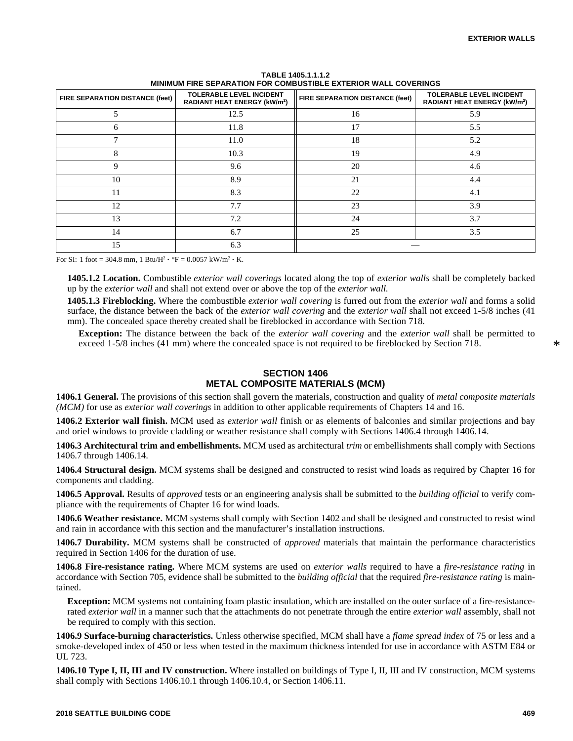**TABLE 1405.1.1.1.2**
**MINIMUM FIRE SEPARATION FOR COMBUSTIBLE EXTERIOR WALL COVERINGS**

| FIRE SEPARATION DISTANCE (feet) | TOLERABLE LEVEL INCIDENT RADIANT HEAT ENERGY (kW/m²) | FIRE SEPARATION DISTANCE (feet) | TOLERABLE LEVEL INCIDENT RADIANT HEAT ENERGY (kW/m²) |
|---|---|---|---|
| 5 | 12.5 | 16 | 5.9 |
| 6 | 11.8 | 17 | 5.5 |
| 7 | 11.0 | 18 | 5.2 |
| 8 | 10.3 | 19 | 4.9 |
| 9 | 9.6 | 20 | 4.6 |
| 10 | 8.9 | 21 | 4.4 |
| 11 | 8.3 | 22 | 4.1 |
| 12 | 7.7 | 23 | 3.9 |
| 13 | 7.2 | 24 | 3.7 |
| 14 | 6.7 | 25 | 3.5 |
| 15 | 6.3 | — | |

For SI: 1 foot = 304.8 mm, 1 Btu/H² · °F = 0.0057 kW/m² · K.

**1405.1.2 Location.** Combustible *exterior wall coverings* located along the top of *exterior walls* shall be completely backed up by the *exterior wall* and shall not extend over or above the top of the *exterior wall.*

**1405.1.3 Fireblocking.** Where the combustible *exterior wall covering* is furred out from the *exterior wall* and forms a solid surface, the distance between the back of the *exterior wall covering* and the *exterior wall* shall not exceed 1-5/8 inches (41 mm). The concealed space thereby created shall be fireblocked in accordance with Section 718.

**Exception:** The distance between the back of the *exterior wall covering* and the *exterior wall* shall be permitted to exceed 1-5/8 inches (41 mm) where the concealed space is not required to be fireblocked by Section 718. *

## SECTION 1406
## METAL COMPOSITE MATERIALS (MCM)

**1406.1 General.** The provisions of this section shall govern the materials, construction and quality of *metal composite materials (MCM)* for use as *exterior wall coverings* in addition to other applicable requirements of Chapters 14 and 16.

**1406.2 Exterior wall finish.** MCM used as *exterior wall* finish or as elements of balconies and similar projections and bay and oriel windows to provide cladding or weather resistance shall comply with Sections 1406.4 through 1406.14.

**1406.3 Architectural trim and embellishments.** MCM used as architectural *trim* or embellishments shall comply with Sections 1406.7 through 1406.14.

**1406.4 Structural design.** MCM systems shall be designed and constructed to resist wind loads as required by Chapter 16 for components and cladding.

**1406.5 Approval.** Results of *approved* tests or an engineering analysis shall be submitted to the *building official* to verify compliance with the requirements of Chapter 16 for wind loads.

**1406.6 Weather resistance.** MCM systems shall comply with Section 1402 and shall be designed and constructed to resist wind and rain in accordance with this section and the manufacturer's installation instructions.

**1406.7 Durability.** MCM systems shall be constructed of *approved* materials that maintain the performance characteristics required in Section 1406 for the duration of use.

**1406.8 Fire-resistance rating.** Where MCM systems are used on *exterior walls* required to have a *fire-resistance rating* in accordance with Section 705, evidence shall be submitted to the *building official* that the required *fire-resistance rating* is maintained.

**Exception:** MCM systems not containing foam plastic insulation, which are installed on the outer surface of a fire-resistance-rated *exterior wall* in a manner such that the attachments do not penetrate through the entire *exterior wall* assembly, shall not be required to comply with this section.

**1406.9 Surface-burning characteristics.** Unless otherwise specified, MCM shall have a *flame spread index* of 75 or less and a smoke-developed index of 450 or less when tested in the maximum thickness intended for use in accordance with ASTM E84 or UL 723.

**1406.10 Type I, II, III and IV construction.** Where installed on buildings of Type I, II, III and IV construction, MCM systems shall comply with Sections 1406.10.1 through 1406.10.4, or Section 1406.11.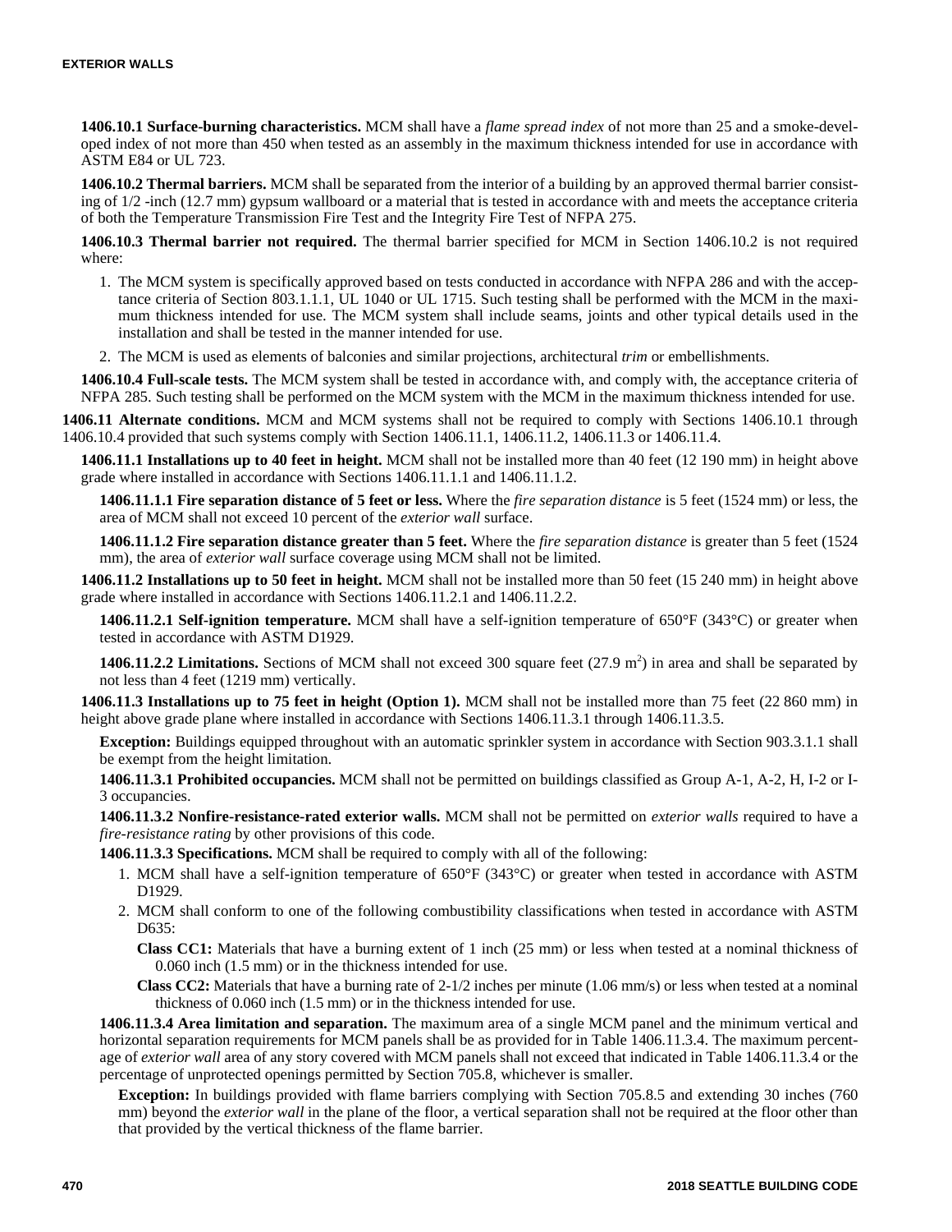**1406.10.1 Surface-burning characteristics.** MCM shall have a *flame spread index* of not more than 25 and a smoke-developed index of not more than 450 when tested as an assembly in the maximum thickness intended for use in accordance with ASTM E84 or UL 723.

**1406.10.2 Thermal barriers.** MCM shall be separated from the interior of a building by an approved thermal barrier consisting of 1/2 -inch (12.7 mm) gypsum wallboard or a material that is tested in accordance with and meets the acceptance criteria of both the Temperature Transmission Fire Test and the Integrity Fire Test of NFPA 275.

**1406.10.3 Thermal barrier not required.** The thermal barrier specified for MCM in Section 1406.10.2 is not required where:

1. The MCM system is specifically approved based on tests conducted in accordance with NFPA 286 and with the acceptance criteria of Section 803.1.1.1, UL 1040 or UL 1715. Such testing shall be performed with the MCM in the maximum thickness intended for use. The MCM system shall include seams, joints and other typical details used in the installation and shall be tested in the manner intended for use.
2. The MCM is used as elements of balconies and similar projections, architectural *trim* or embellishments.

**1406.10.4 Full-scale tests.** The MCM system shall be tested in accordance with, and comply with, the acceptance criteria of NFPA 285. Such testing shall be performed on the MCM system with the MCM in the maximum thickness intended for use.

**1406.11 Alternate conditions.** MCM and MCM systems shall not be required to comply with Sections 1406.10.1 through 1406.10.4 provided that such systems comply with Section 1406.11.1, 1406.11.2, 1406.11.3 or 1406.11.4.

**1406.11.1 Installations up to 40 feet in height.** MCM shall not be installed more than 40 feet (12 190 mm) in height above grade where installed in accordance with Sections 1406.11.1.1 and 1406.11.1.2.

**1406.11.1.1 Fire separation distance of 5 feet or less.** Where the *fire separation distance* is 5 feet (1524 mm) or less, the area of MCM shall not exceed 10 percent of the *exterior wall* surface.

**1406.11.1.2 Fire separation distance greater than 5 feet.** Where the *fire separation distance* is greater than 5 feet (1524 mm), the area of *exterior wall* surface coverage using MCM shall not be limited.

**1406.11.2 Installations up to 50 feet in height.** MCM shall not be installed more than 50 feet (15 240 mm) in height above grade where installed in accordance with Sections 1406.11.2.1 and 1406.11.2.2.

**1406.11.2.1 Self-ignition temperature.** MCM shall have a self-ignition temperature of 650°F (343°C) or greater when tested in accordance with ASTM D1929.

**1406.11.2.2 Limitations.** Sections of MCM shall not exceed 300 square feet (27.9 $m^2$) in area and shall be separated by not less than 4 feet (1219 mm) vertically.

**1406.11.3 Installations up to 75 feet in height (Option 1).** MCM shall not be installed more than 75 feet (22 860 mm) in height above grade plane where installed in accordance with Sections 1406.11.3.1 through 1406.11.3.5.

**Exception:** Buildings equipped throughout with an automatic sprinkler system in accordance with Section 903.3.1.1 shall be exempt from the height limitation.

**1406.11.3.1 Prohibited occupancies.** MCM shall not be permitted on buildings classified as Group A-1, A-2, H, I-2 or I-3 occupancies.

**1406.11.3.2 Nonfire-resistance-rated exterior walls.** MCM shall not be permitted on *exterior walls* required to have a *fire-resistance rating* by other provisions of this code.

**1406.11.3.3 Specifications.** MCM shall be required to comply with all of the following:

1. MCM shall have a self-ignition temperature of 650°F (343°C) or greater when tested in accordance with ASTM D1929.
2. MCM shall conform to one of the following combustibility classifications when tested in accordance with ASTM D635:

   **Class CC1:** Materials that have a burning extent of 1 inch (25 mm) or less when tested at a nominal thickness of 0.060 inch (1.5 mm) or in the thickness intended for use.

   **Class CC2:** Materials that have a burning rate of 2-1/2 inches per minute (1.06 mm/s) or less when tested at a nominal thickness of 0.060 inch (1.5 mm) or in the thickness intended for use.

**1406.11.3.4 Area limitation and separation.** The maximum area of a single MCM panel and the minimum vertical and horizontal separation requirements for MCM panels shall be as provided for in Table 1406.11.3.4. The maximum percentage of *exterior wall* area of any story covered with MCM panels shall not exceed that indicated in Table 1406.11.3.4 or the percentage of unprotected openings permitted by Section 705.8, whichever is smaller.

**Exception:** In buildings provided with flame barriers complying with Section 705.8.5 and extending 30 inches (760 mm) beyond the *exterior wall* in the plane of the floor, a vertical separation shall not be required at the floor other than that provided by the vertical thickness of the flame barrier.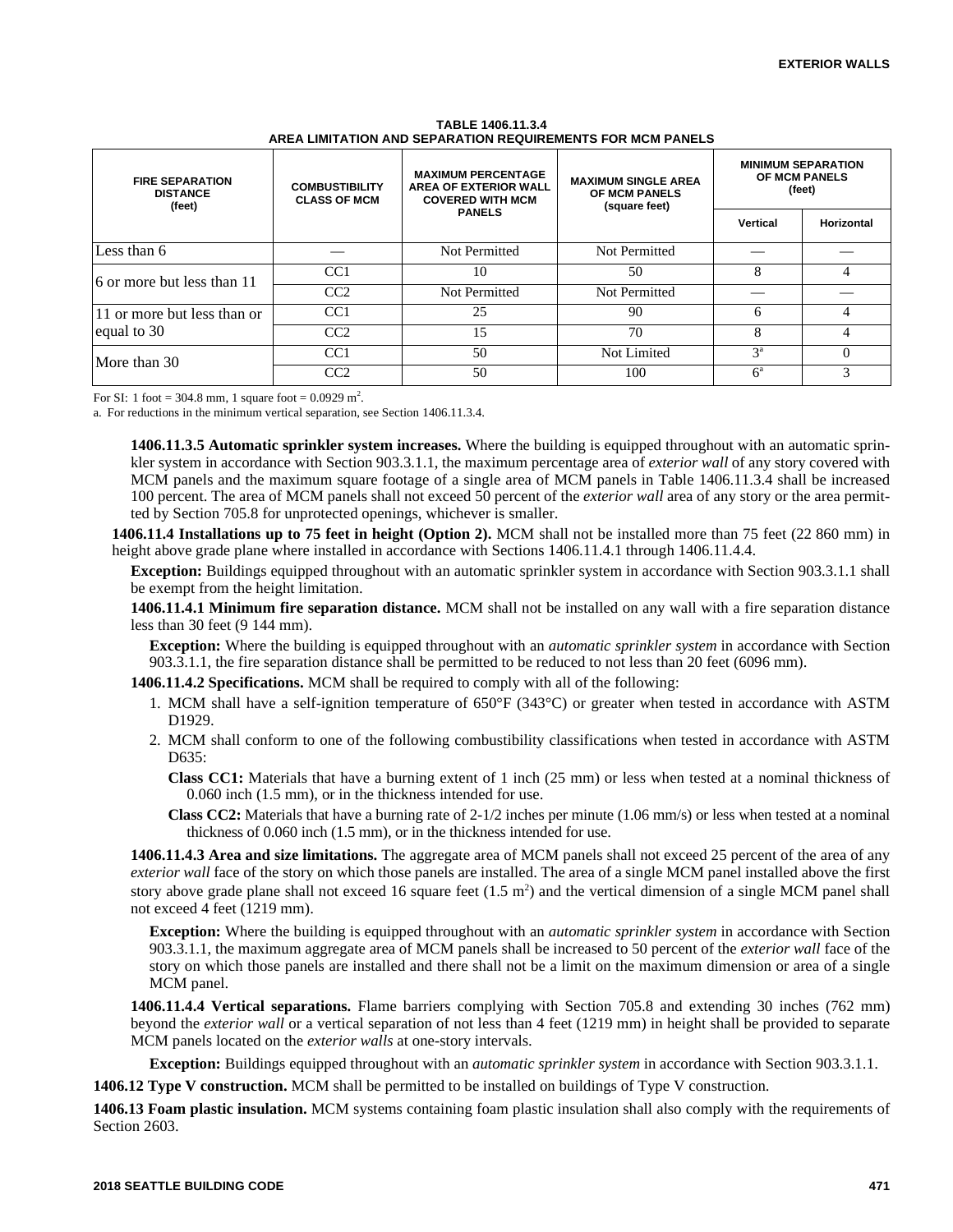**TABLE 1406.11.3.4**
**AREA LIMITATION AND SEPARATION REQUIREMENTS FOR MCM PANELS**

| FIRE SEPARATION DISTANCE (feet) | COMBUSTIBILITY CLASS OF MCM | MAXIMUM PERCENTAGE AREA OF EXTERIOR WALL COVERED WITH MCM PANELS | MAXIMUM SINGLE AREA OF MCM PANELS (square feet) | MINIMUM SEPARATION OF MCM PANELS (feet) | |
|---|---|---|---|---|---|
| | | | | Vertical | Horizontal |
| Less than 6 | — | Not Permitted | Not Permitted | — | — |
| 6 or more but less than 11 | CC1 | 10 | 50 | 8 | 4 |
| | CC2 | Not Permitted | Not Permitted | — | — |
| 11 or more but less than or equal to 30 | CC1 | 25 | 90 | 6 | 4 |
| | CC2 | 15 | 70 | 8 | 4 |
| More than 30 | CC1 | 50 | Not Limited | 3[a] | 0 |
| | CC2 | 50 | 100 | 6[a] | 3 |

For SI: 1 foot = 304.8 mm, 1 square foot = 0.0929 $m^2$.

a. For reductions in the minimum vertical separation, see Section 1406.11.3.4.

**1406.11.3.5 Automatic sprinkler system increases.** Where the building is equipped throughout with an automatic sprinkler system in accordance with Section 903.3.1.1, the maximum percentage area of *exterior wall* of any story covered with MCM panels and the maximum square footage of a single area of MCM panels in Table 1406.11.3.4 shall be increased 100 percent. The area of MCM panels shall not exceed 50 percent of the *exterior wall* area of any story or the area permitted by Section 705.8 for unprotected openings, whichever is smaller.

**1406.11.4 Installations up to 75 feet in height (Option 2).** MCM shall not be installed more than 75 feet (22 860 mm) in height above grade plane where installed in accordance with Sections 1406.11.4.1 through 1406.11.4.4.

**Exception:** Buildings equipped throughout with an automatic sprinkler system in accordance with Section 903.3.1.1 shall be exempt from the height limitation.

**1406.11.4.1 Minimum fire separation distance.** MCM shall not be installed on any wall with a fire separation distance less than 30 feet (9 144 mm).

**Exception:** Where the building is equipped throughout with an *automatic sprinkler system* in accordance with Section 903.3.1.1, the fire separation distance shall be permitted to be reduced to not less than 20 feet (6096 mm).

**1406.11.4.2 Specifications.** MCM shall be required to comply with all of the following:

1. MCM shall have a self-ignition temperature of 650°F (343°C) or greater when tested in accordance with ASTM D1929.
2. MCM shall conform to one of the following combustibility classifications when tested in accordance with ASTM D635:

   **Class CC1:** Materials that have a burning extent of 1 inch (25 mm) or less when tested at a nominal thickness of 0.060 inch (1.5 mm), or in the thickness intended for use.

   **Class CC2:** Materials that have a burning rate of 2-1/2 inches per minute (1.06 mm/s) or less when tested at a nominal thickness of 0.060 inch (1.5 mm), or in the thickness intended for use.

**1406.11.4.3 Area and size limitations.** The aggregate area of MCM panels shall not exceed 25 percent of the area of any *exterior wall* face of the story on which those panels are installed. The area of a single MCM panel installed above the first story above grade plane shall not exceed 16 square feet (1.5 $m^2$) and the vertical dimension of a single MCM panel shall not exceed 4 feet (1219 mm).

**Exception:** Where the building is equipped throughout with an *automatic sprinkler system* in accordance with Section 903.3.1.1, the maximum aggregate area of MCM panels shall be increased to 50 percent of the *exterior wall* face of the story on which those panels are installed and there shall not be a limit on the maximum dimension or area of a single MCM panel.

**1406.11.4.4 Vertical separations.** Flame barriers complying with Section 705.8 and extending 30 inches (762 mm) beyond the *exterior wall* or a vertical separation of not less than 4 feet (1219 mm) in height shall be provided to separate MCM panels located on the *exterior walls* at one-story intervals.

**Exception:** Buildings equipped throughout with an *automatic sprinkler system* in accordance with Section 903.3.1.1.

**1406.12 Type V construction.** MCM shall be permitted to be installed on buildings of Type V construction.

**1406.13 Foam plastic insulation.** MCM systems containing foam plastic insulation shall also comply with the requirements of Section 2603.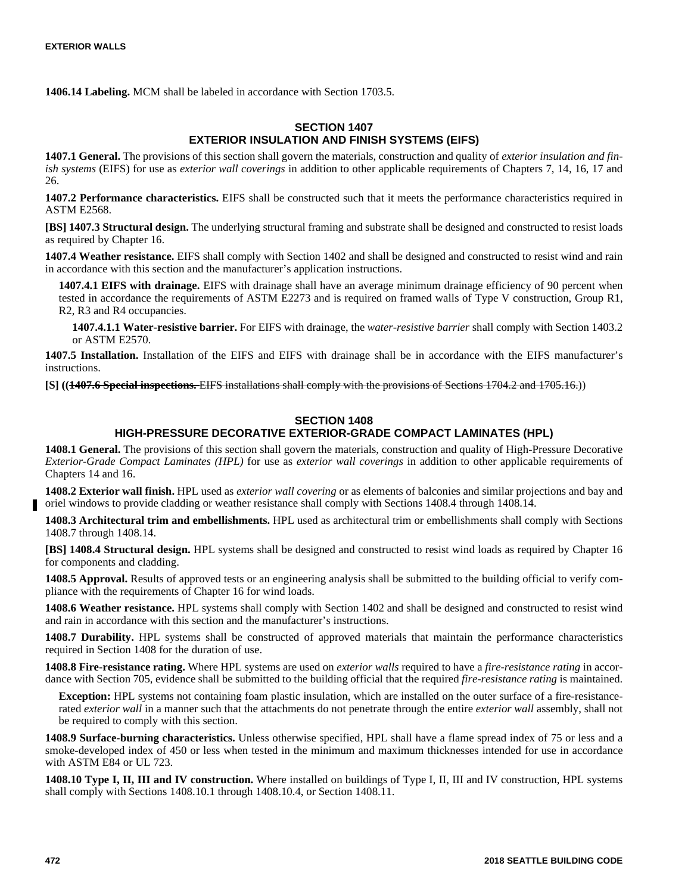**1406.14 Labeling.** MCM shall be labeled in accordance with Section 1703.5.

## SECTION 1407
## EXTERIOR INSULATION AND FINISH SYSTEMS (EIFS)

**1407.1 General.** The provisions of this section shall govern the materials, construction and quality of *exterior insulation and finish systems* (EIFS) for use as *exterior wall coverings* in addition to other applicable requirements of Chapters 7, 14, 16, 17 and 26.

**1407.2 Performance characteristics.** EIFS shall be constructed such that it meets the performance characteristics required in ASTM E2568.

**[BS] 1407.3 Structural design.** The underlying structural framing and substrate shall be designed and constructed to resist loads as required by Chapter 16.

**1407.4 Weather resistance.** EIFS shall comply with Section 1402 and shall be designed and constructed to resist wind and rain in accordance with this section and the manufacturer's application instructions.

**1407.4.1 EIFS with drainage.** EIFS with drainage shall have an average minimum drainage efficiency of 90 percent when tested in accordance the requirements of ASTM E2273 and is required on framed walls of Type V construction, Group R1, R2, R3 and R4 occupancies.

**1407.4.1.1 Water-resistive barrier.** For EIFS with drainage, the *water-resistive barrier* shall comply with Section 1403.2 or ASTM E2570.

**1407.5 Installation.** Installation of the EIFS and EIFS with drainage shall be in accordance with the EIFS manufacturer's instructions.

**[S] ((~~1407.6 Special inspections.~~ ~~EIFS installations shall comply with the provisions of Sections 1704.2 and 1705.16.~~))**

## SECTION 1408
## HIGH-PRESSURE DECORATIVE EXTERIOR-GRADE COMPACT LAMINATES (HPL)

**1408.1 General.** The provisions of this section shall govern the materials, construction and quality of High-Pressure Decorative *Exterior-Grade Compact Laminates (HPL)* for use as *exterior wall coverings* in addition to other applicable requirements of Chapters 14 and 16.

**1408.2 Exterior wall finish.** HPL used as *exterior wall covering* or as elements of balconies and similar projections and bay and oriel windows to provide cladding or weather resistance shall comply with Sections 1408.4 through 1408.14.

**1408.3 Architectural trim and embellishments.** HPL used as architectural trim or embellishments shall comply with Sections 1408.7 through 1408.14.

**[BS] 1408.4 Structural design.** HPL systems shall be designed and constructed to resist wind loads as required by Chapter 16 for components and cladding.

**1408.5 Approval.** Results of approved tests or an engineering analysis shall be submitted to the building official to verify compliance with the requirements of Chapter 16 for wind loads.

**1408.6 Weather resistance.** HPL systems shall comply with Section 1402 and shall be designed and constructed to resist wind and rain in accordance with this section and the manufacturer's instructions.

**1408.7 Durability.** HPL systems shall be constructed of approved materials that maintain the performance characteristics required in Section 1408 for the duration of use.

**1408.8 Fire-resistance rating.** Where HPL systems are used on *exterior walls* required to have a *fire-resistance rating* in accordance with Section 705, evidence shall be submitted to the building official that the required *fire-resistance rating* is maintained.

**Exception:** HPL systems not containing foam plastic insulation, which are installed on the outer surface of a fire-resistance-rated *exterior wall* in a manner such that the attachments do not penetrate through the entire *exterior wall* assembly, shall not be required to comply with this section.

**1408.9 Surface-burning characteristics.** Unless otherwise specified, HPL shall have a flame spread index of 75 or less and a smoke-developed index of 450 or less when tested in the minimum and maximum thicknesses intended for use in accordance with ASTM E84 or UL 723.

**1408.10 Type I, II, III and IV construction.** Where installed on buildings of Type I, II, III and IV construction, HPL systems shall comply with Sections 1408.10.1 through 1408.10.4, or Section 1408.11.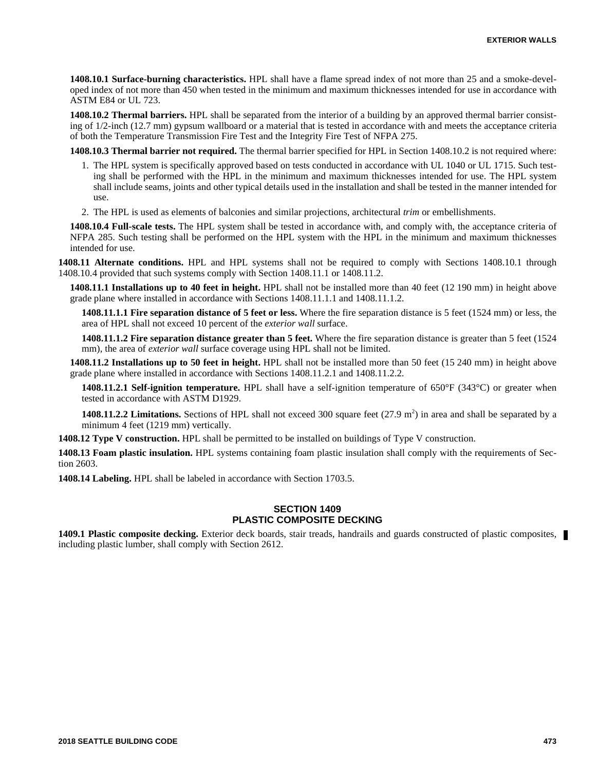**1408.10.1 Surface-burning characteristics.** HPL shall have a flame spread index of not more than 25 and a smoke-developed index of not more than 450 when tested in the minimum and maximum thicknesses intended for use in accordance with ASTM E84 or UL 723.

**1408.10.2 Thermal barriers.** HPL shall be separated from the interior of a building by an approved thermal barrier consisting of 1/2-inch (12.7 mm) gypsum wallboard or a material that is tested in accordance with and meets the acceptance criteria of both the Temperature Transmission Fire Test and the Integrity Fire Test of NFPA 275.

**1408.10.3 Thermal barrier not required.** The thermal barrier specified for HPL in Section 1408.10.2 is not required where:

1. The HPL system is specifically approved based on tests conducted in accordance with UL 1040 or UL 1715. Such testing shall be performed with the HPL in the minimum and maximum thicknesses intended for use. The HPL system shall include seams, joints and other typical details used in the installation and shall be tested in the manner intended for use.
2. The HPL is used as elements of balconies and similar projections, architectural *trim* or embellishments.

**1408.10.4 Full-scale tests.** The HPL system shall be tested in accordance with, and comply with, the acceptance criteria of NFPA 285. Such testing shall be performed on the HPL system with the HPL in the minimum and maximum thicknesses intended for use.

**1408.11 Alternate conditions.** HPL and HPL systems shall not be required to comply with Sections 1408.10.1 through 1408.10.4 provided that such systems comply with Section 1408.11.1 or 1408.11.2.

**1408.11.1 Installations up to 40 feet in height.** HPL shall not be installed more than 40 feet (12 190 mm) in height above grade plane where installed in accordance with Sections 1408.11.1.1 and 1408.11.1.2.

**1408.11.1.1 Fire separation distance of 5 feet or less.** Where the fire separation distance is 5 feet (1524 mm) or less, the area of HPL shall not exceed 10 percent of the *exterior wall* surface.

**1408.11.1.2 Fire separation distance greater than 5 feet.** Where the fire separation distance is greater than 5 feet (1524 mm), the area of *exterior wall* surface coverage using HPL shall not be limited.

**1408.11.2 Installations up to 50 feet in height.** HPL shall not be installed more than 50 feet (15 240 mm) in height above grade plane where installed in accordance with Sections 1408.11.2.1 and 1408.11.2.2.

**1408.11.2.1 Self-ignition temperature.** HPL shall have a self-ignition temperature of 650°F (343°C) or greater when tested in accordance with ASTM D1929.

**1408.11.2.2 Limitations.** Sections of HPL shall not exceed 300 square feet (27.9 $m^2$) in area and shall be separated by a minimum 4 feet (1219 mm) vertically.

**1408.12 Type V construction.** HPL shall be permitted to be installed on buildings of Type V construction.

**1408.13 Foam plastic insulation.** HPL systems containing foam plastic insulation shall comply with the requirements of Section 2603.

**1408.14 Labeling.** HPL shall be labeled in accordance with Section 1703.5.

## SECTION 1409
## PLASTIC COMPOSITE DECKING

**1409.1 Plastic composite decking.** Exterior deck boards, stair treads, handrails and guards constructed of plastic composites, including plastic lumber, shall comply with Section 2612.